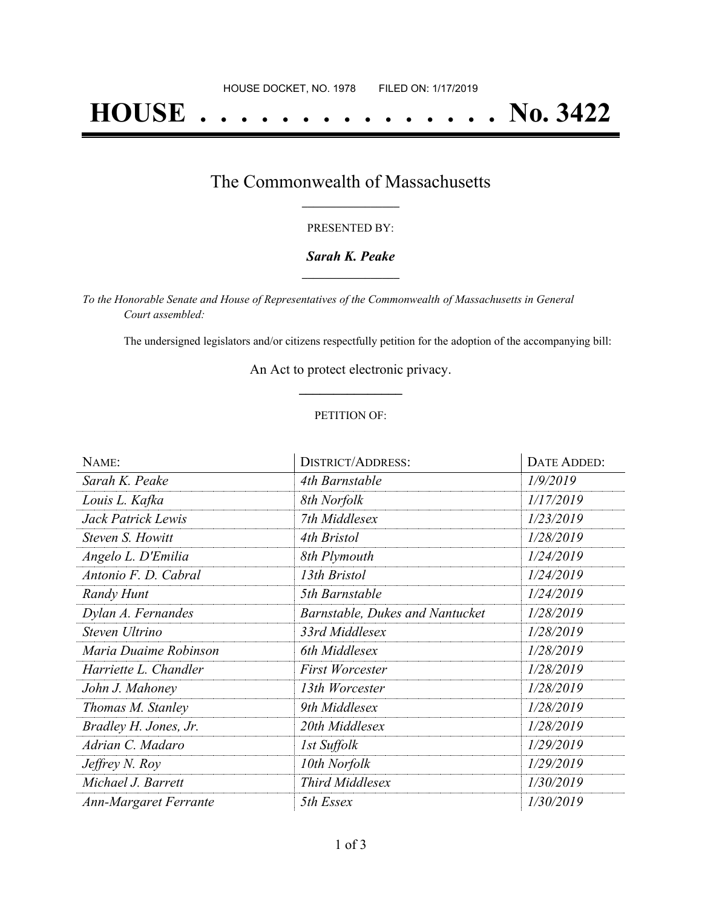HOUSE DOCKET, NO. 1978        FILED ON: 1/17/2019

# HOUSE . . . . . . . . . . . . . . . No. 3422

## The Commonwealth of Massachusetts

PRESENTED BY:

***Sarah K. Peake***

*To the Honorable Senate and House of Representatives of the Commonwealth of Massachusetts in General Court assembled:*

The undersigned legislators and/or citizens respectfully petition for the adoption of the accompanying bill:

An Act to protect electronic privacy.

PETITION OF:

| NAME: | DISTRICT/ADDRESS: | DATE ADDED: |
|---|---|---|
| *Sarah K. Peake* | *4th Barnstable* | *1/9/2019* |
| *Louis L. Kafka* | *8th Norfolk* | *1/17/2019* |
| *Jack Patrick Lewis* | *7th Middlesex* | *1/23/2019* |
| *Steven S. Howitt* | *4th Bristol* | *1/28/2019* |
| *Angelo L. D'Emilia* | *8th Plymouth* | *1/24/2019* |
| *Antonio F. D. Cabral* | *13th Bristol* | *1/24/2019* |
| *Randy Hunt* | *5th Barnstable* | *1/24/2019* |
| *Dylan A. Fernandes* | *Barnstable, Dukes and Nantucket* | *1/28/2019* |
| *Steven Ultrino* | *33rd Middlesex* | *1/28/2019* |
| *Maria Duaime Robinson* | *6th Middlesex* | *1/28/2019* |
| *Harriette L. Chandler* | *First Worcester* | *1/28/2019* |
| *John J. Mahoney* | *13th Worcester* | *1/28/2019* |
| *Thomas M. Stanley* | *9th Middlesex* | *1/28/2019* |
| *Bradley H. Jones, Jr.* | *20th Middlesex* | *1/28/2019* |
| *Adrian C. Madaro* | *1st Suffolk* | *1/29/2019* |
| *Jeffrey N. Roy* | *10th Norfolk* | *1/29/2019* |
| *Michael J. Barrett* | *Third Middlesex* | *1/30/2019* |
| *Ann-Margaret Ferrante* | *5th Essex* | *1/30/2019* |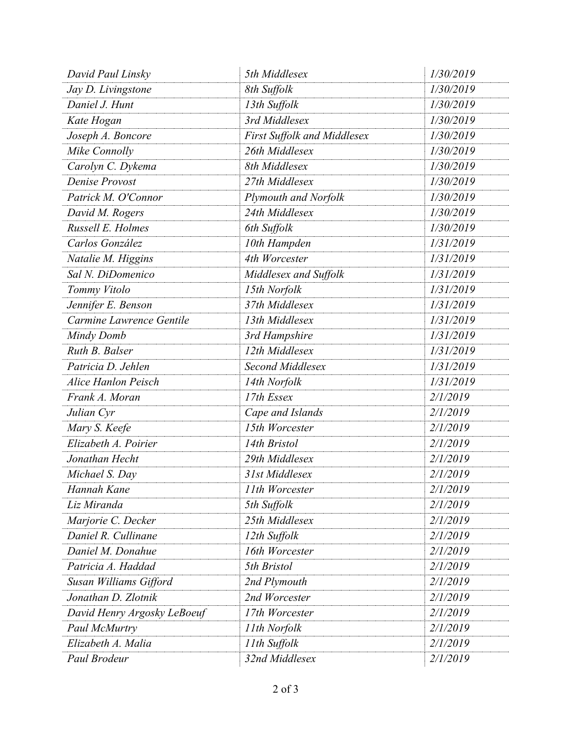| *David Paul Linsky* | *5th Middlesex* | *1/30/2019* |
|---|---|---|
| *Jay D. Livingstone* | *8th Suffolk* | *1/30/2019* |
| *Daniel J. Hunt* | *13th Suffolk* | *1/30/2019* |
| *Kate Hogan* | *3rd Middlesex* | *1/30/2019* |
| *Joseph A. Boncore* | *First Suffolk and Middlesex* | *1/30/2019* |
| *Mike Connolly* | *26th Middlesex* | *1/30/2019* |
| *Carolyn C. Dykema* | *8th Middlesex* | *1/30/2019* |
| *Denise Provost* | *27th Middlesex* | *1/30/2019* |
| *Patrick M. O'Connor* | *Plymouth and Norfolk* | *1/30/2019* |
| *David M. Rogers* | *24th Middlesex* | *1/30/2019* |
| *Russell E. Holmes* | *6th Suffolk* | *1/30/2019* |
| *Carlos González* | *10th Hampden* | *1/31/2019* |
| *Natalie M. Higgins* | *4th Worcester* | *1/31/2019* |
| *Sal N. DiDomenico* | *Middlesex and Suffolk* | *1/31/2019* |
| *Tommy Vitolo* | *15th Norfolk* | *1/31/2019* |
| *Jennifer E. Benson* | *37th Middlesex* | *1/31/2019* |
| *Carmine Lawrence Gentile* | *13th Middlesex* | *1/31/2019* |
| *Mindy Domb* | *3rd Hampshire* | *1/31/2019* |
| *Ruth B. Balser* | *12th Middlesex* | *1/31/2019* |
| *Patricia D. Jehlen* | *Second Middlesex* | *1/31/2019* |
| *Alice Hanlon Peisch* | *14th Norfolk* | *1/31/2019* |
| *Frank A. Moran* | *17th Essex* | *2/1/2019* |
| *Julian Cyr* | *Cape and Islands* | *2/1/2019* |
| *Mary S. Keefe* | *15th Worcester* | *2/1/2019* |
| *Elizabeth A. Poirier* | *14th Bristol* | *2/1/2019* |
| *Jonathan Hecht* | *29th Middlesex* | *2/1/2019* |
| *Michael S. Day* | *31st Middlesex* | *2/1/2019* |
| *Hannah Kane* | *11th Worcester* | *2/1/2019* |
| *Liz Miranda* | *5th Suffolk* | *2/1/2019* |
| *Marjorie C. Decker* | *25th Middlesex* | *2/1/2019* |
| *Daniel R. Cullinane* | *12th Suffolk* | *2/1/2019* |
| *Daniel M. Donahue* | *16th Worcester* | *2/1/2019* |
| *Patricia A. Haddad* | *5th Bristol* | *2/1/2019* |
| *Susan Williams Gifford* | *2nd Plymouth* | *2/1/2019* |
| *Jonathan D. Zlotnik* | *2nd Worcester* | *2/1/2019* |
| *David Henry Argosky LeBoeuf* | *17th Worcester* | *2/1/2019* |
| *Paul McMurtry* | *11th Norfolk* | *2/1/2019* |
| *Elizabeth A. Malia* | *11th Suffolk* | *2/1/2019* |
| *Paul Brodeur* | *32nd Middlesex* | *2/1/2019* |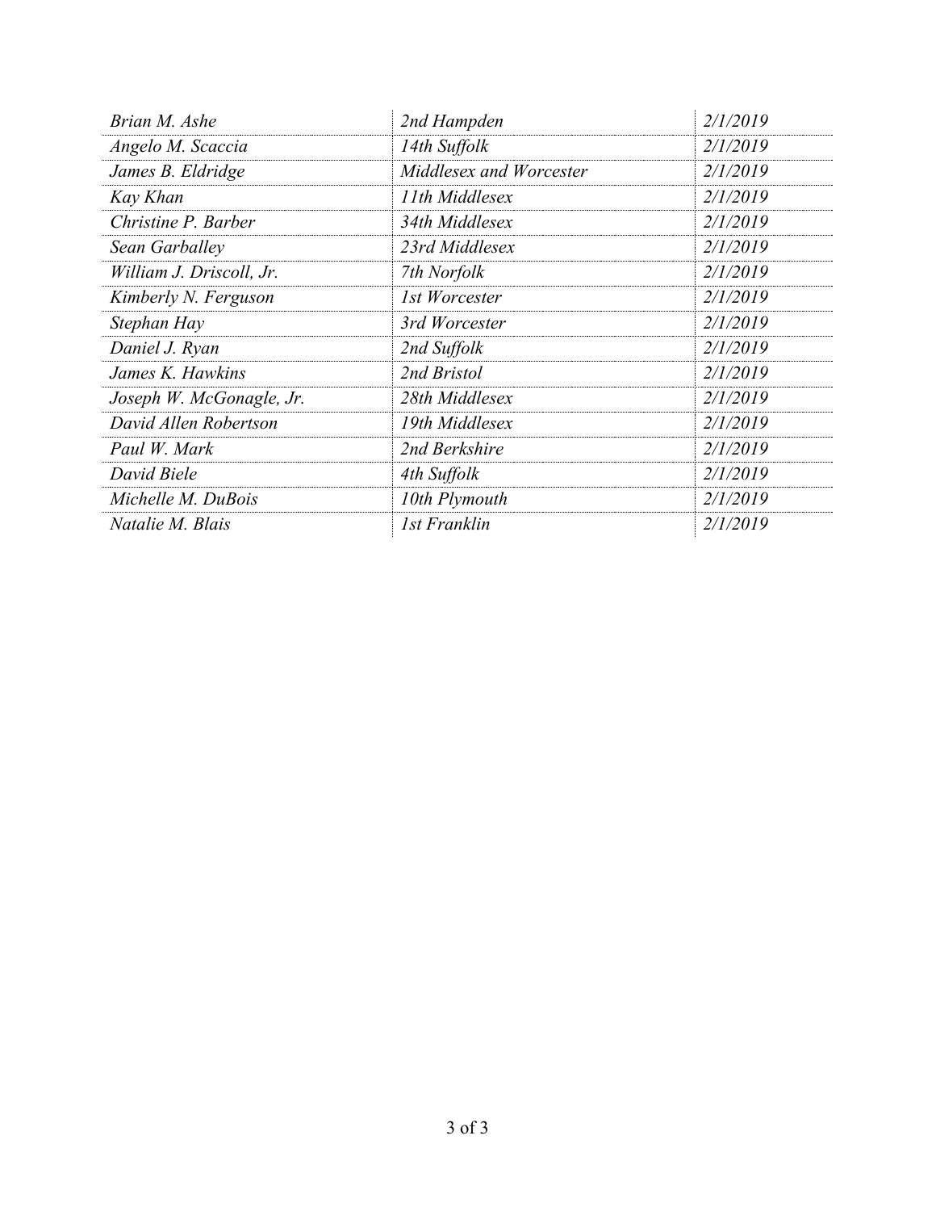| | | |
|---|---|---|
| *Brian M. Ashe* | *2nd Hampden* | *2/1/2019* |
| *Angelo M. Scaccia* | *14th Suffolk* | *2/1/2019* |
| *James B. Eldridge* | *Middlesex and Worcester* | *2/1/2019* |
| *Kay Khan* | *11th Middlesex* | *2/1/2019* |
| *Christine P. Barber* | *34th Middlesex* | *2/1/2019* |
| *Sean Garballey* | *23rd Middlesex* | *2/1/2019* |
| *William J. Driscoll, Jr.* | *7th Norfolk* | *2/1/2019* |
| *Kimberly N. Ferguson* | *1st Worcester* | *2/1/2019* |
| *Stephan Hay* | *3rd Worcester* | *2/1/2019* |
| *Daniel J. Ryan* | *2nd Suffolk* | *2/1/2019* |
| *James K. Hawkins* | *2nd Bristol* | *2/1/2019* |
| *Joseph W. McGonagle, Jr.* | *28th Middlesex* | *2/1/2019* |
| *David Allen Robertson* | *19th Middlesex* | *2/1/2019* |
| *Paul W. Mark* | *2nd Berkshire* | *2/1/2019* |
| *David Biele* | *4th Suffolk* | *2/1/2019* |
| *Michelle M. DuBois* | *10th Plymouth* | *2/1/2019* |
| *Natalie M. Blais* | *1st Franklin* | *2/1/2019* |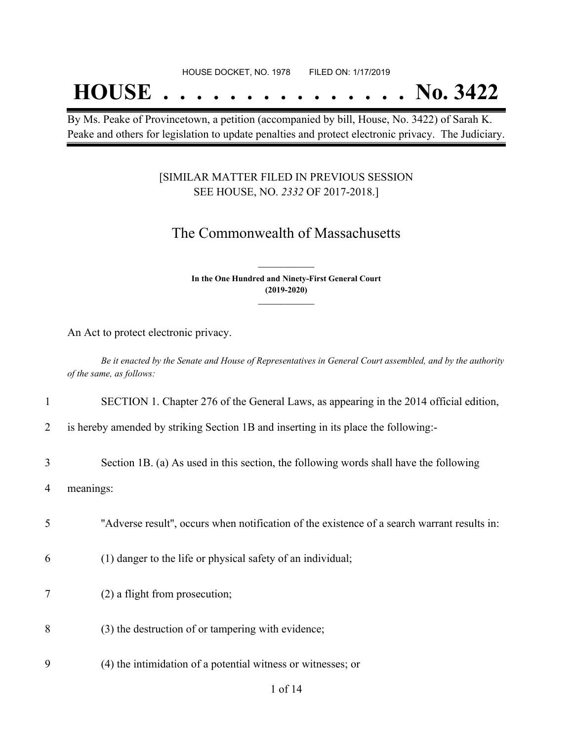HOUSE DOCKET, NO. 1978 FILED ON: 1/17/2019

# HOUSE . . . . . . . . . . . . . . . No. 3422

By Ms. Peake of Provincetown, a petition (accompanied by bill, House, No. 3422) of Sarah K. Peake and others for legislation to update penalties and protect electronic privacy. The Judiciary.

[SIMILAR MATTER FILED IN PREVIOUS SESSION SEE HOUSE, NO. *2332* OF 2017-2018.]

## The Commonwealth of Massachusetts

**In the One Hundred and Ninety-First General Court (2019-2020)**

An Act to protect electronic privacy.

*Be it enacted by the Senate and House of Representatives in General Court assembled, and by the authority of the same, as follows:*

1 SECTION 1. Chapter 276 of the General Laws, as appearing in the 2014 official edition,

2 is hereby amended by striking Section 1B and inserting in its place the following:-

3 Section 1B. (a) As used in this section, the following words shall have the following

4 meanings:

5 "Adverse result", occurs when notification of the existence of a search warrant results in:

6 (1) danger to the life or physical safety of an individual;

7 (2) a flight from prosecution;

8 (3) the destruction of or tampering with evidence;

9 (4) the intimidation of a potential witness or witnesses; or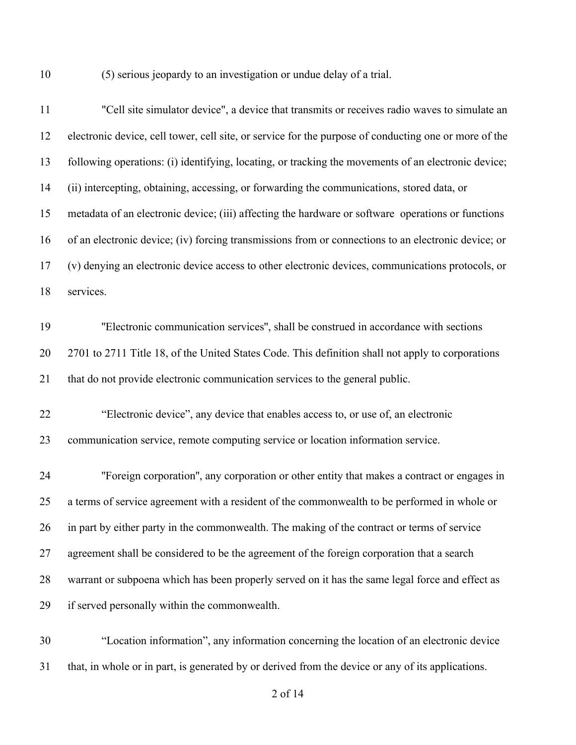(5) serious jeopardy to an investigation or undue delay of a trial.

"Cell site simulator device", a device that transmits or receives radio waves to simulate an electronic device, cell tower, cell site, or service for the purpose of conducting one or more of the following operations: (i) identifying, locating, or tracking the movements of an electronic device; (ii) intercepting, obtaining, accessing, or forwarding the communications, stored data, or metadata of an electronic device; (iii) affecting the hardware or software operations or functions of an electronic device; (iv) forcing transmissions from or connections to an electronic device; or (v) denying an electronic device access to other electronic devices, communications protocols, or services.

"Electronic communication services", shall be construed in accordance with sections 2701 to 2711 Title 18, of the United States Code. This definition shall not apply to corporations that do not provide electronic communication services to the general public.

"Electronic device", any device that enables access to, or use of, an electronic communication service, remote computing service or location information service.

"Foreign corporation", any corporation or other entity that makes a contract or engages in a terms of service agreement with a resident of the commonwealth to be performed in whole or in part by either party in the commonwealth. The making of the contract or terms of service agreement shall be considered to be the agreement of the foreign corporation that a search warrant or subpoena which has been properly served on it has the same legal force and effect as if served personally within the commonwealth.

"Location information", any information concerning the location of an electronic device that, in whole or in part, is generated by or derived from the device or any of its applications.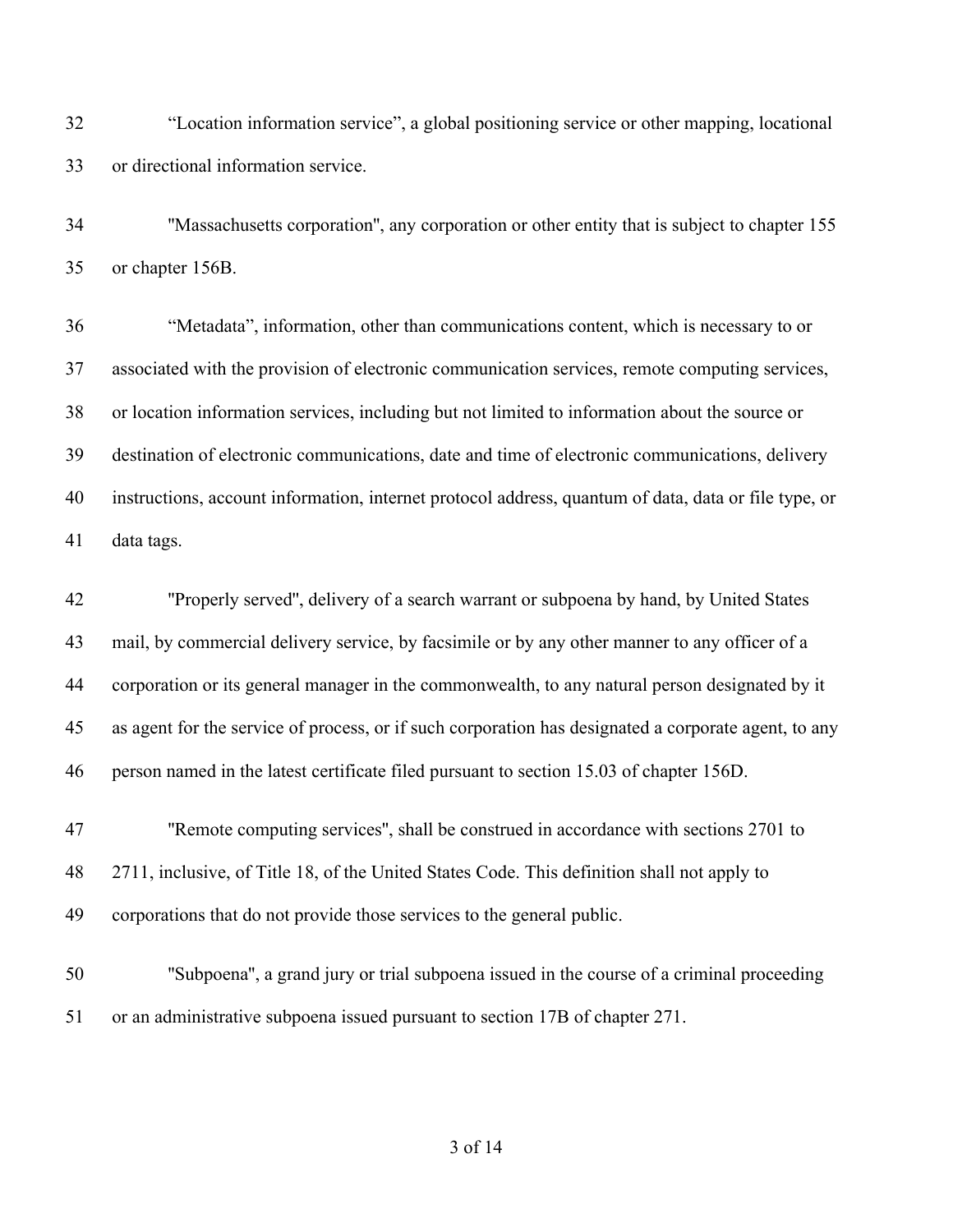“Location information service”, a global positioning service or other mapping, locational or directional information service.

"Massachusetts corporation", any corporation or other entity that is subject to chapter 155 or chapter 156B.

“Metadata”, information, other than communications content, which is necessary to or associated with the provision of electronic communication services, remote computing services, or location information services, including but not limited to information about the source or destination of electronic communications, date and time of electronic communications, delivery instructions, account information, internet protocol address, quantum of data, data or file type, or data tags.

"Properly served", delivery of a search warrant or subpoena by hand, by United States mail, by commercial delivery service, by facsimile or by any other manner to any officer of a corporation or its general manager in the commonwealth, to any natural person designated by it as agent for the service of process, or if such corporation has designated a corporate agent, to any person named in the latest certificate filed pursuant to section 15.03 of chapter 156D.

"Remote computing services", shall be construed in accordance with sections 2701 to 2711, inclusive, of Title 18, of the United States Code. This definition shall not apply to corporations that do not provide those services to the general public.

"Subpoena", a grand jury or trial subpoena issued in the course of a criminal proceeding or an administrative subpoena issued pursuant to section 17B of chapter 271.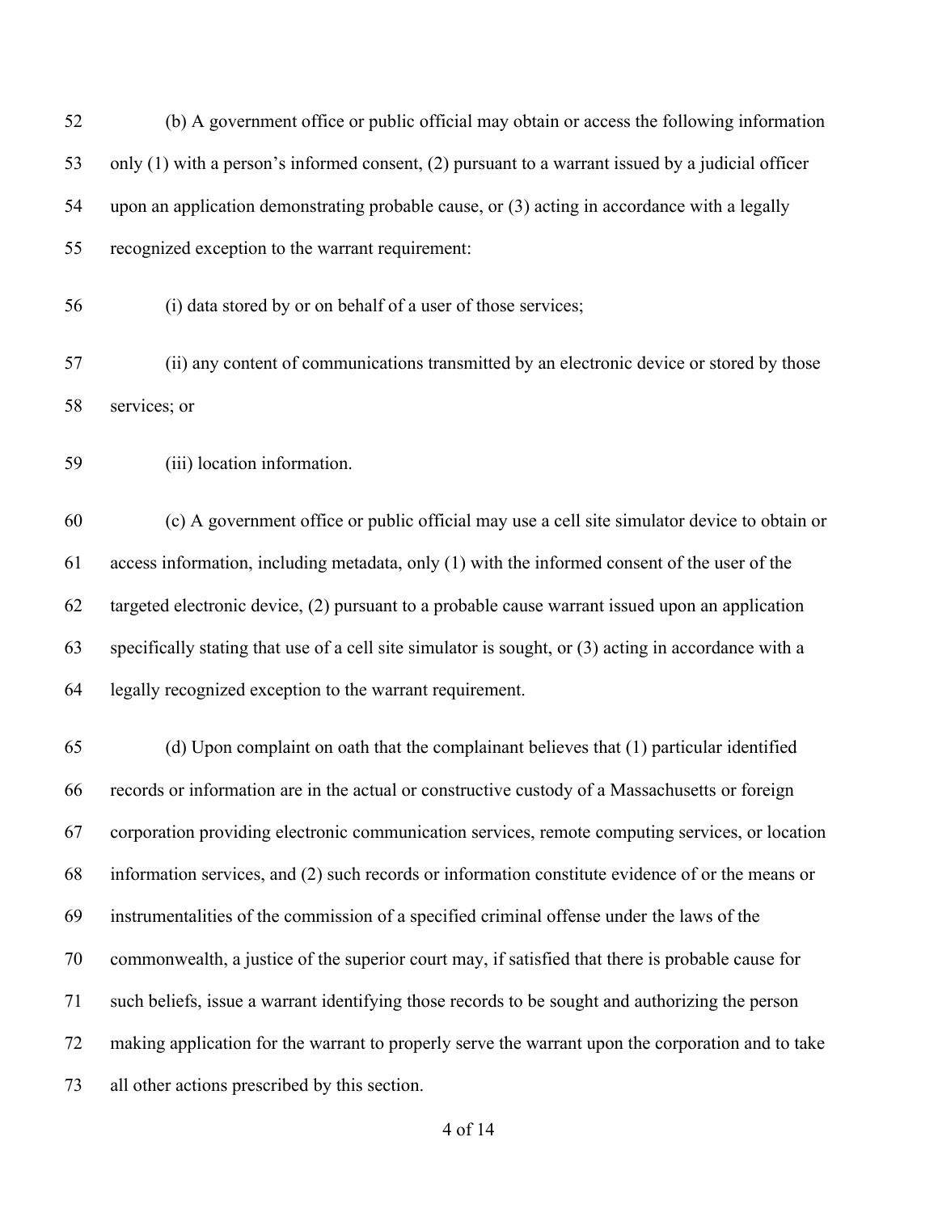(b) A government office or public official may obtain or access the following information only (1) with a person's informed consent, (2) pursuant to a warrant issued by a judicial officer upon an application demonstrating probable cause, or (3) acting in accordance with a legally recognized exception to the warrant requirement:

(i) data stored by or on behalf of a user of those services;

(ii) any content of communications transmitted by an electronic device or stored by those services; or

(iii) location information.

(c) A government office or public official may use a cell site simulator device to obtain or access information, including metadata, only (1) with the informed consent of the user of the targeted electronic device, (2) pursuant to a probable cause warrant issued upon an application specifically stating that use of a cell site simulator is sought, or (3) acting in accordance with a legally recognized exception to the warrant requirement.

(d) Upon complaint on oath that the complainant believes that (1) particular identified records or information are in the actual or constructive custody of a Massachusetts or foreign corporation providing electronic communication services, remote computing services, or location information services, and (2) such records or information constitute evidence of or the means or instrumentalities of the commission of a specified criminal offense under the laws of the commonwealth, a justice of the superior court may, if satisfied that there is probable cause for such beliefs, issue a warrant identifying those records to be sought and authorizing the person making application for the warrant to properly serve the warrant upon the corporation and to take all other actions prescribed by this section.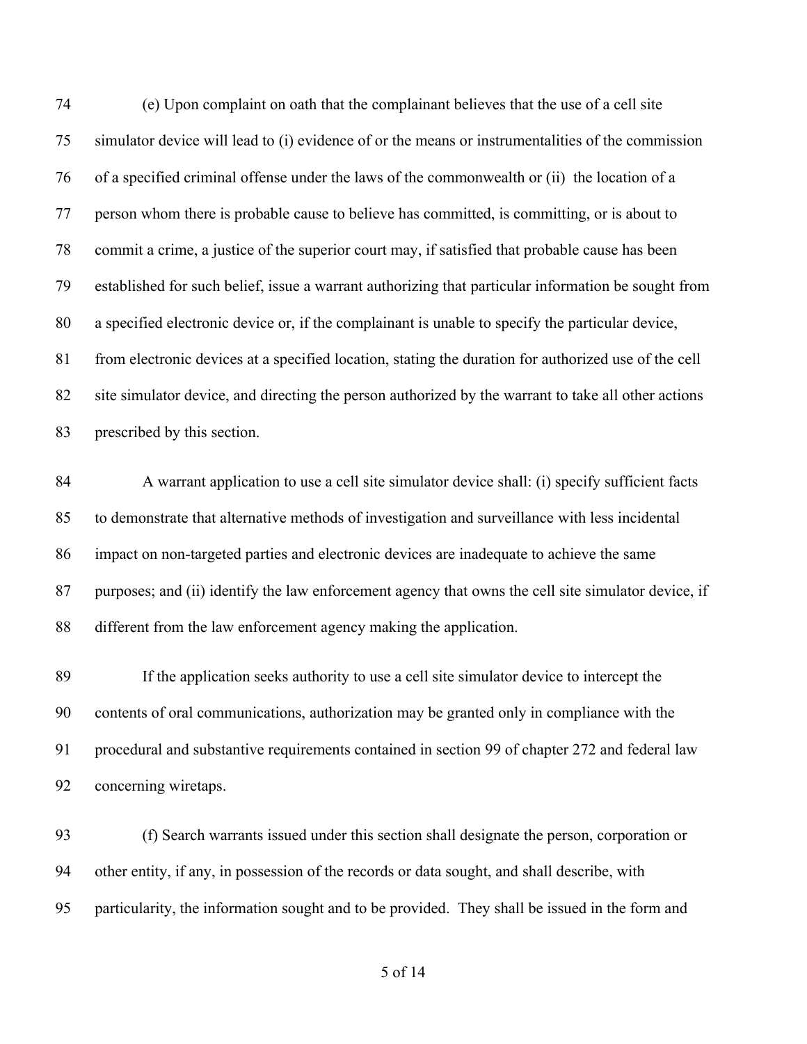(e) Upon complaint on oath that the complainant believes that the use of a cell site simulator device will lead to (i) evidence of or the means or instrumentalities of the commission of a specified criminal offense under the laws of the commonwealth or (ii) the location of a person whom there is probable cause to believe has committed, is committing, or is about to commit a crime, a justice of the superior court may, if satisfied that probable cause has been established for such belief, issue a warrant authorizing that particular information be sought from a specified electronic device or, if the complainant is unable to specify the particular device, from electronic devices at a specified location, stating the duration for authorized use of the cell site simulator device, and directing the person authorized by the warrant to take all other actions prescribed by this section.

A warrant application to use a cell site simulator device shall: (i) specify sufficient facts to demonstrate that alternative methods of investigation and surveillance with less incidental impact on non-targeted parties and electronic devices are inadequate to achieve the same purposes; and (ii) identify the law enforcement agency that owns the cell site simulator device, if different from the law enforcement agency making the application.

If the application seeks authority to use a cell site simulator device to intercept the contents of oral communications, authorization may be granted only in compliance with the procedural and substantive requirements contained in section 99 of chapter 272 and federal law concerning wiretaps.

(f) Search warrants issued under this section shall designate the person, corporation or other entity, if any, in possession of the records or data sought, and shall describe, with particularity, the information sought and to be provided. They shall be issued in the form and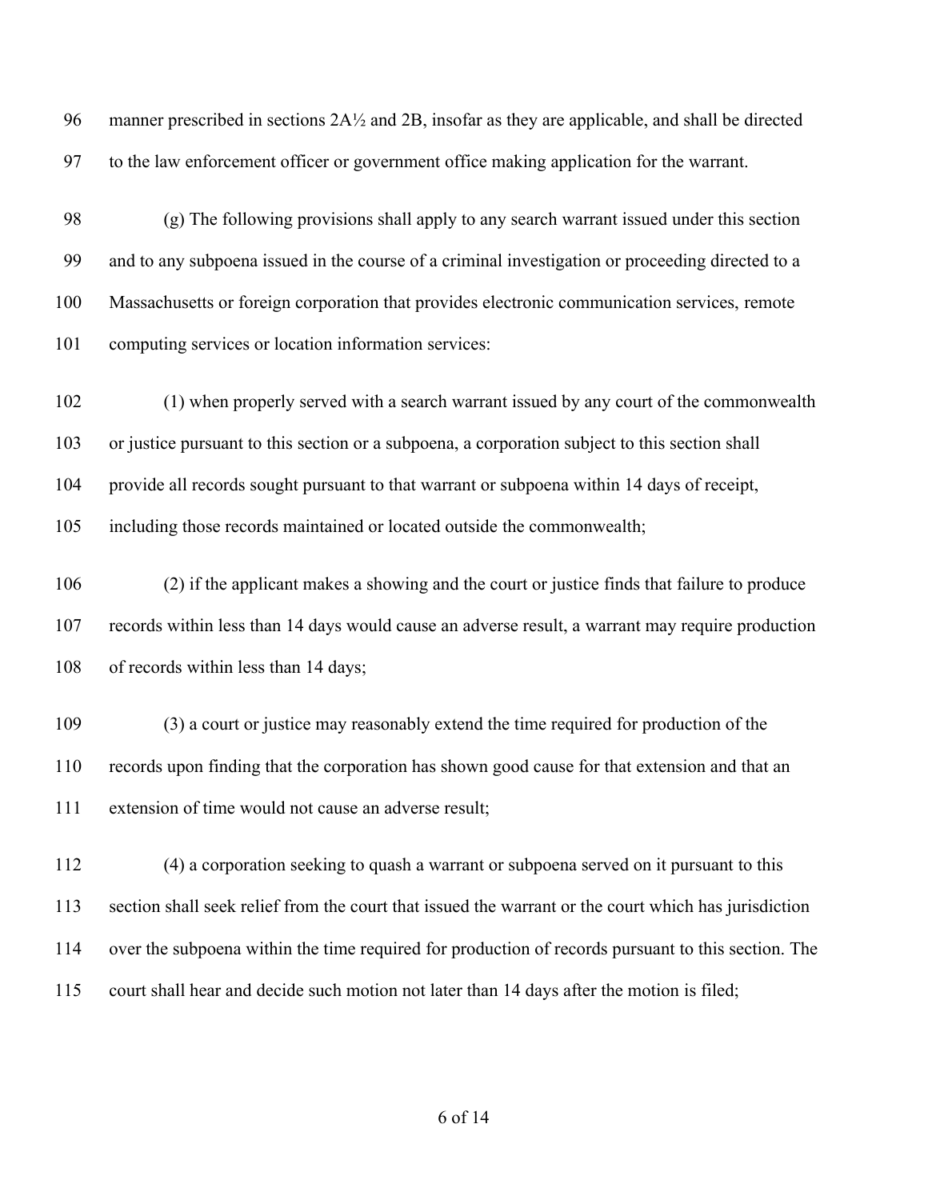manner prescribed in sections 2A½ and 2B, insofar as they are applicable, and shall be directed to the law enforcement officer or government office making application for the warrant.

(g) The following provisions shall apply to any search warrant issued under this section and to any subpoena issued in the course of a criminal investigation or proceeding directed to a Massachusetts or foreign corporation that provides electronic communication services, remote computing services or location information services:

(1) when properly served with a search warrant issued by any court of the commonwealth or justice pursuant to this section or a subpoena, a corporation subject to this section shall provide all records sought pursuant to that warrant or subpoena within 14 days of receipt, including those records maintained or located outside the commonwealth;

(2) if the applicant makes a showing and the court or justice finds that failure to produce records within less than 14 days would cause an adverse result, a warrant may require production of records within less than 14 days;

(3) a court or justice may reasonably extend the time required for production of the records upon finding that the corporation has shown good cause for that extension and that an extension of time would not cause an adverse result;

(4) a corporation seeking to quash a warrant or subpoena served on it pursuant to this section shall seek relief from the court that issued the warrant or the court which has jurisdiction over the subpoena within the time required for production of records pursuant to this section. The court shall hear and decide such motion not later than 14 days after the motion is filed;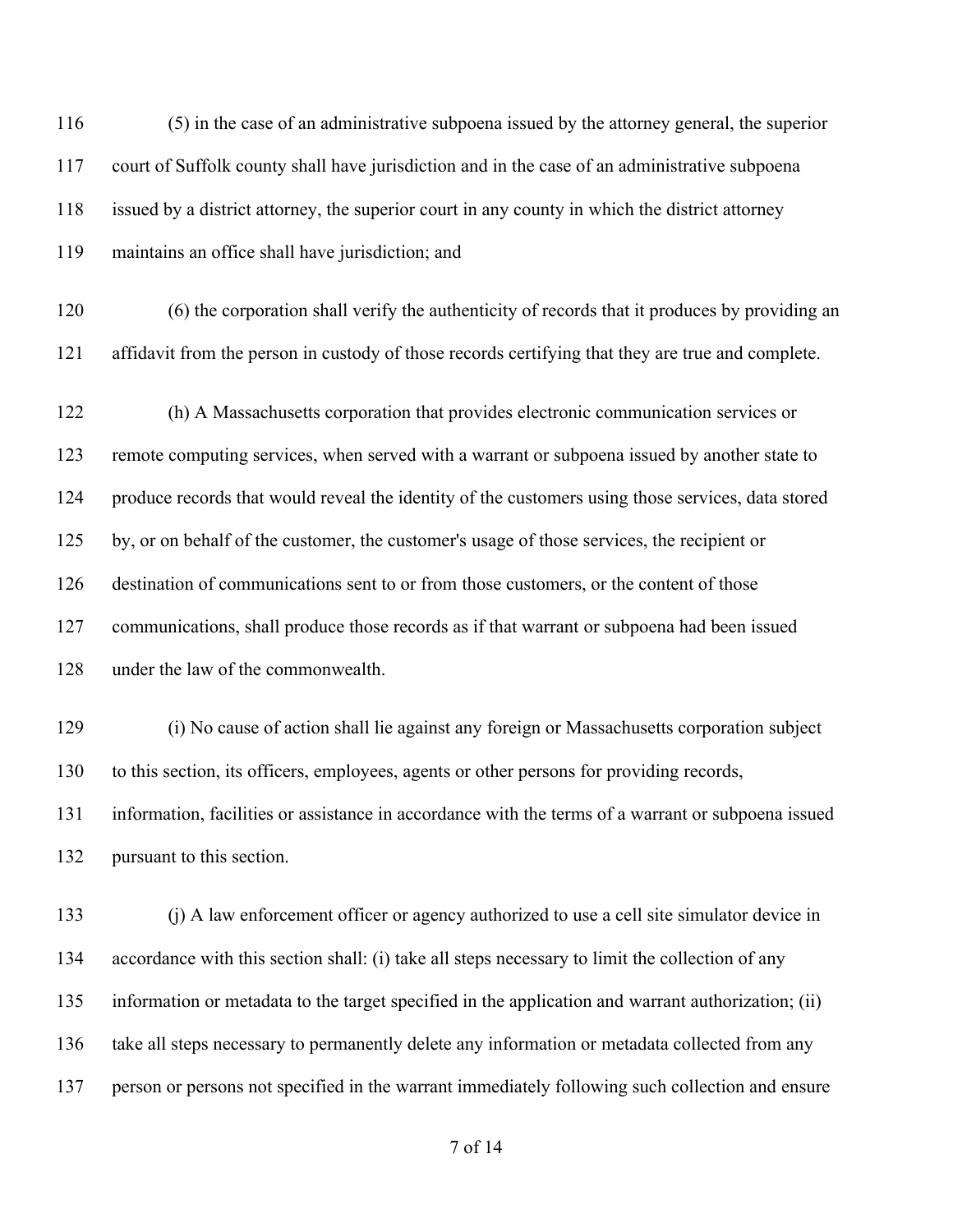(5) in the case of an administrative subpoena issued by the attorney general, the superior court of Suffolk county shall have jurisdiction and in the case of an administrative subpoena issued by a district attorney, the superior court in any county in which the district attorney maintains an office shall have jurisdiction; and

(6) the corporation shall verify the authenticity of records that it produces by providing an affidavit from the person in custody of those records certifying that they are true and complete.

(h) A Massachusetts corporation that provides electronic communication services or remote computing services, when served with a warrant or subpoena issued by another state to produce records that would reveal the identity of the customers using those services, data stored by, or on behalf of the customer, the customer's usage of those services, the recipient or destination of communications sent to or from those customers, or the content of those communications, shall produce those records as if that warrant or subpoena had been issued under the law of the commonwealth.

(i) No cause of action shall lie against any foreign or Massachusetts corporation subject to this section, its officers, employees, agents or other persons for providing records, information, facilities or assistance in accordance with the terms of a warrant or subpoena issued pursuant to this section.

(j) A law enforcement officer or agency authorized to use a cell site simulator device in accordance with this section shall: (i) take all steps necessary to limit the collection of any information or metadata to the target specified in the application and warrant authorization; (ii) take all steps necessary to permanently delete any information or metadata collected from any person or persons not specified in the warrant immediately following such collection and ensure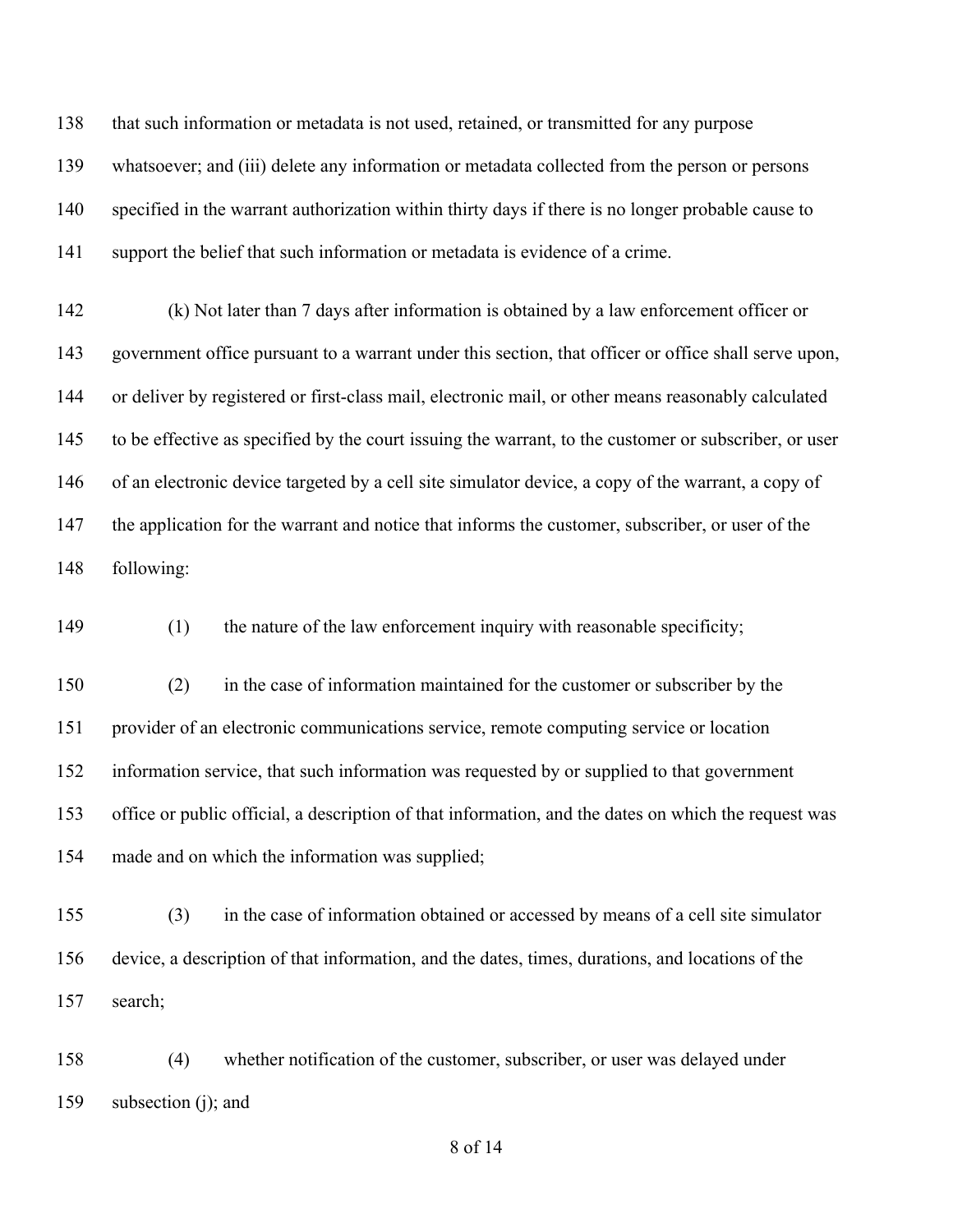that such information or metadata is not used, retained, or transmitted for any purpose whatsoever; and (iii) delete any information or metadata collected from the person or persons specified in the warrant authorization within thirty days if there is no longer probable cause to support the belief that such information or metadata is evidence of a crime.

(k) Not later than 7 days after information is obtained by a law enforcement officer or government office pursuant to a warrant under this section, that officer or office shall serve upon, or deliver by registered or first-class mail, electronic mail, or other means reasonably calculated to be effective as specified by the court issuing the warrant, to the customer or subscriber, or user of an electronic device targeted by a cell site simulator device, a copy of the warrant, a copy of the application for the warrant and notice that informs the customer, subscriber, or user of the following:

(1) the nature of the law enforcement inquiry with reasonable specificity;

(2) in the case of information maintained for the customer or subscriber by the provider of an electronic communications service, remote computing service or location information service, that such information was requested by or supplied to that government office or public official, a description of that information, and the dates on which the request was made and on which the information was supplied;

(3) in the case of information obtained or accessed by means of a cell site simulator device, a description of that information, and the dates, times, durations, and locations of the search;

(4) whether notification of the customer, subscriber, or user was delayed under subsection (j); and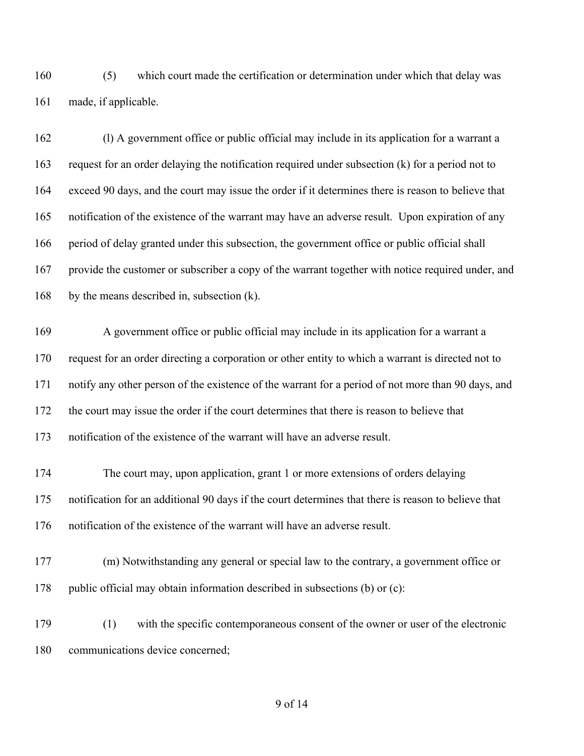(5) which court made the certification or determination under which that delay was made, if applicable.

(l) A government office or public official may include in its application for a warrant a request for an order delaying the notification required under subsection (k) for a period not to exceed 90 days, and the court may issue the order if it determines there is reason to believe that notification of the existence of the warrant may have an adverse result. Upon expiration of any period of delay granted under this subsection, the government office or public official shall provide the customer or subscriber a copy of the warrant together with notice required under, and by the means described in, subsection (k).

A government office or public official may include in its application for a warrant a request for an order directing a corporation or other entity to which a warrant is directed not to notify any other person of the existence of the warrant for a period of not more than 90 days, and the court may issue the order if the court determines that there is reason to believe that notification of the existence of the warrant will have an adverse result.

The court may, upon application, grant 1 or more extensions of orders delaying notification for an additional 90 days if the court determines that there is reason to believe that notification of the existence of the warrant will have an adverse result.

(m) Notwithstanding any general or special law to the contrary, a government office or public official may obtain information described in subsections (b) or (c):

(1) with the specific contemporaneous consent of the owner or user of the electronic communications device concerned;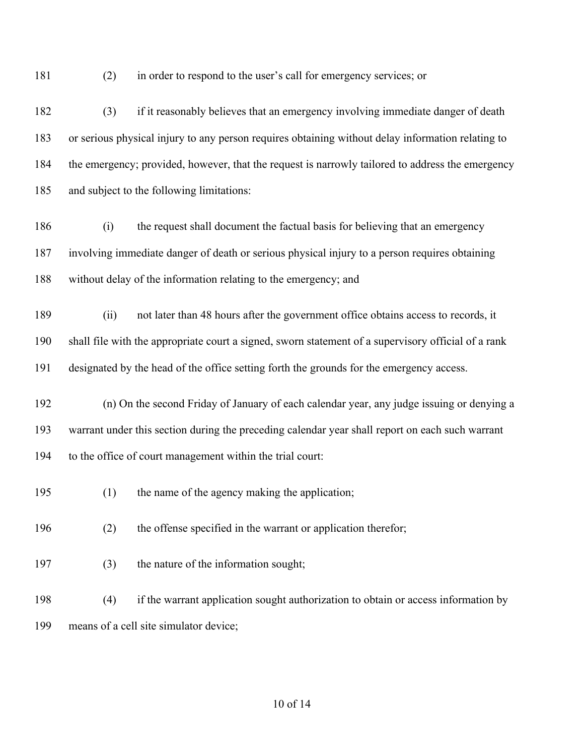(2) in order to respond to the user's call for emergency services; or

(3) if it reasonably believes that an emergency involving immediate danger of death or serious physical injury to any person requires obtaining without delay information relating to the emergency; provided, however, that the request is narrowly tailored to address the emergency and subject to the following limitations:

(i) the request shall document the factual basis for believing that an emergency involving immediate danger of death or serious physical injury to a person requires obtaining without delay of the information relating to the emergency; and

(ii) not later than 48 hours after the government office obtains access to records, it shall file with the appropriate court a signed, sworn statement of a supervisory official of a rank designated by the head of the office setting forth the grounds for the emergency access.

(n) On the second Friday of January of each calendar year, any judge issuing or denying a warrant under this section during the preceding calendar year shall report on each such warrant to the office of court management within the trial court:

(1) the name of the agency making the application;

(2) the offense specified in the warrant or application therefor;

(3) the nature of the information sought;

(4) if the warrant application sought authorization to obtain or access information by means of a cell site simulator device;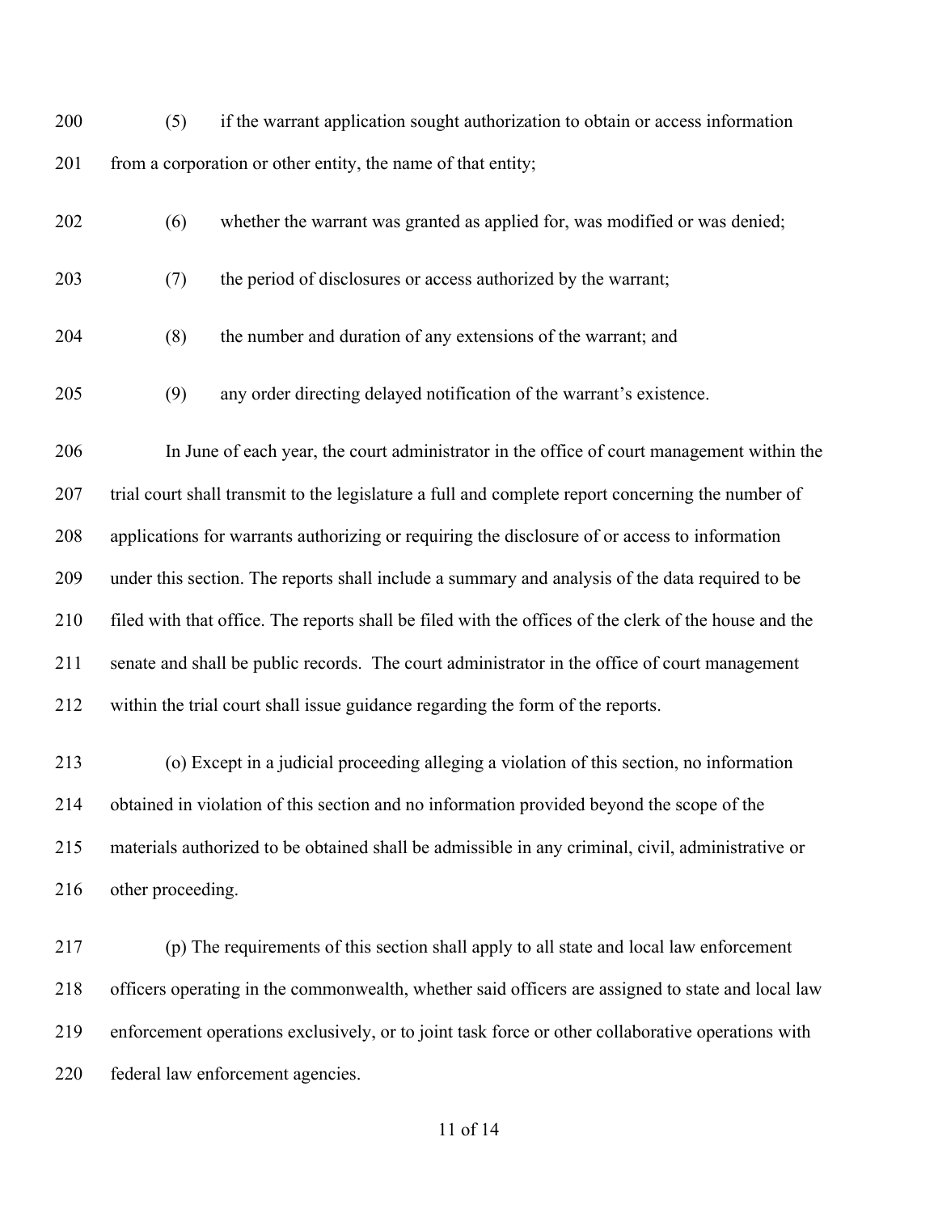(5) if the warrant application sought authorization to obtain or access information from a corporation or other entity, the name of that entity;

(6) whether the warrant was granted as applied for, was modified or was denied;

(7) the period of disclosures or access authorized by the warrant;

(8) the number and duration of any extensions of the warrant; and

(9) any order directing delayed notification of the warrant's existence.

In June of each year, the court administrator in the office of court management within the trial court shall transmit to the legislature a full and complete report concerning the number of applications for warrants authorizing or requiring the disclosure of or access to information under this section. The reports shall include a summary and analysis of the data required to be filed with that office. The reports shall be filed with the offices of the clerk of the house and the senate and shall be public records. The court administrator in the office of court management within the trial court shall issue guidance regarding the form of the reports.

(o) Except in a judicial proceeding alleging a violation of this section, no information obtained in violation of this section and no information provided beyond the scope of the materials authorized to be obtained shall be admissible in any criminal, civil, administrative or other proceeding.

(p) The requirements of this section shall apply to all state and local law enforcement officers operating in the commonwealth, whether said officers are assigned to state and local law enforcement operations exclusively, or to joint task force or other collaborative operations with federal law enforcement agencies.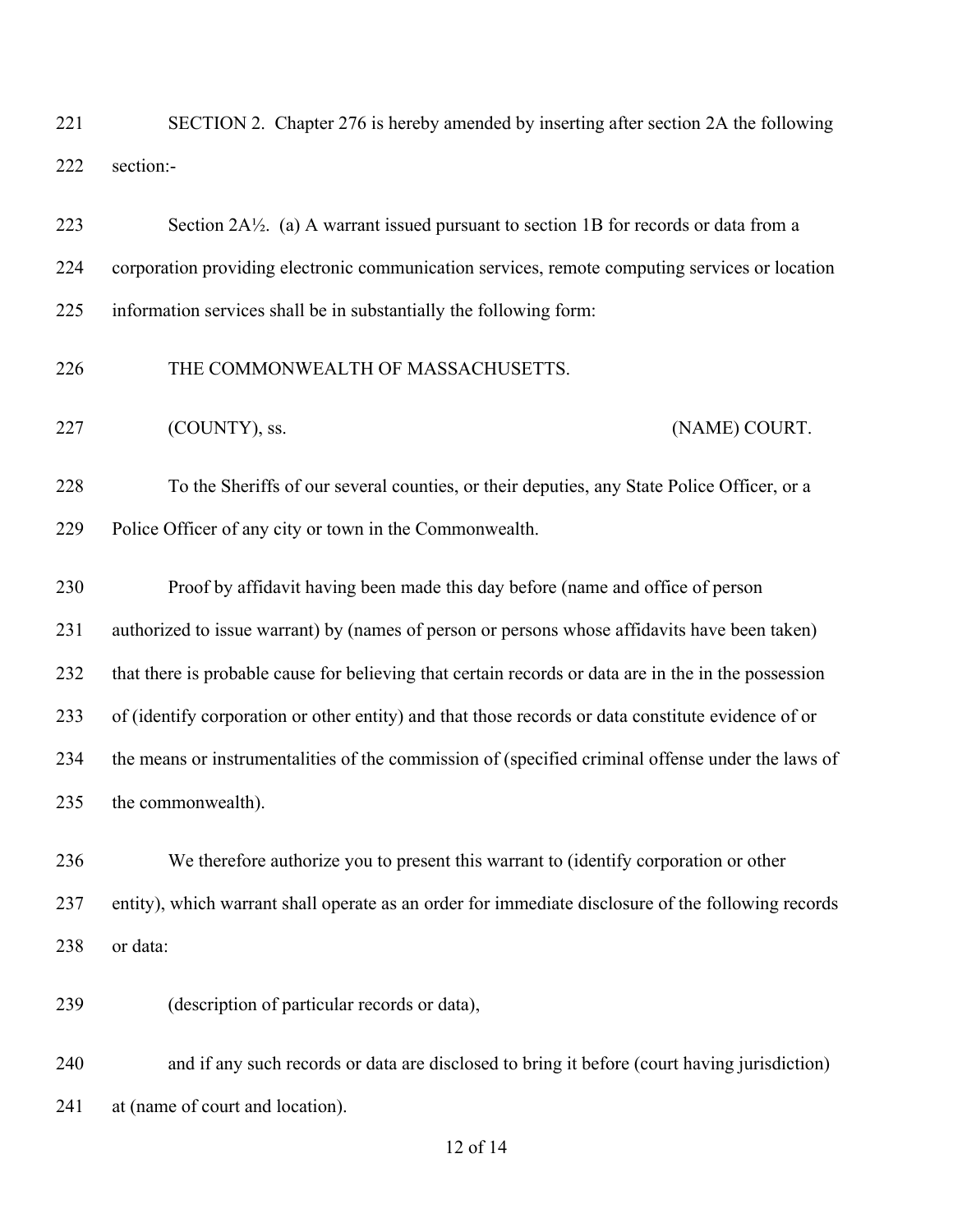SECTION 2. Chapter 276 is hereby amended by inserting after section 2A the following section:-

Section 2A½. (a) A warrant issued pursuant to section 1B for records or data from a corporation providing electronic communication services, remote computing services or location information services shall be in substantially the following form:

THE COMMONWEALTH OF MASSACHUSETTS.

(COUNTY), ss. (NAME) COURT.

To the Sheriffs of our several counties, or their deputies, any State Police Officer, or a Police Officer of any city or town in the Commonwealth.

Proof by affidavit having been made this day before (name and office of person authorized to issue warrant) by (names of person or persons whose affidavits have been taken) that there is probable cause for believing that certain records or data are in the in the possession of (identify corporation or other entity) and that those records or data constitute evidence of or the means or instrumentalities of the commission of (specified criminal offense under the laws of the commonwealth).

We therefore authorize you to present this warrant to (identify corporation or other entity), which warrant shall operate as an order for immediate disclosure of the following records or data:

(description of particular records or data),

and if any such records or data are disclosed to bring it before (court having jurisdiction) at (name of court and location).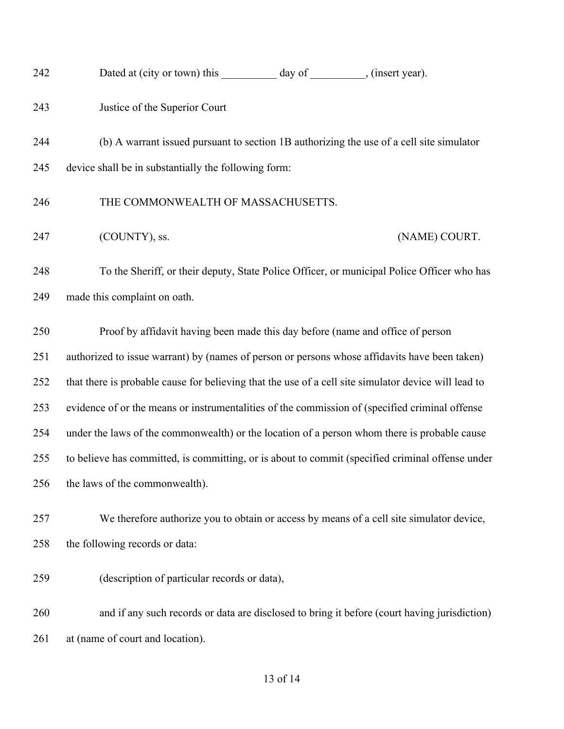Dated at (city or town) this __________ day of __________, (insert year).

Justice of the Superior Court

(b) A warrant issued pursuant to section 1B authorizing the use of a cell site simulator device shall be in substantially the following form:

THE COMMONWEALTH OF MASSACHUSETTS.

(COUNTY), ss. (NAME) COURT.

To the Sheriff, or their deputy, State Police Officer, or municipal Police Officer who has made this complaint on oath.

Proof by affidavit having been made this day before (name and office of person authorized to issue warrant) by (names of person or persons whose affidavits have been taken) that there is probable cause for believing that the use of a cell site simulator device will lead to evidence of or the means or instrumentalities of the commission of (specified criminal offense under the laws of the commonwealth) or the location of a person whom there is probable cause to believe has committed, is committing, or is about to commit (specified criminal offense under the laws of the commonwealth).

We therefore authorize you to obtain or access by means of a cell site simulator device, the following records or data:

(description of particular records or data),

and if any such records or data are disclosed to bring it before (court having jurisdiction) at (name of court and location).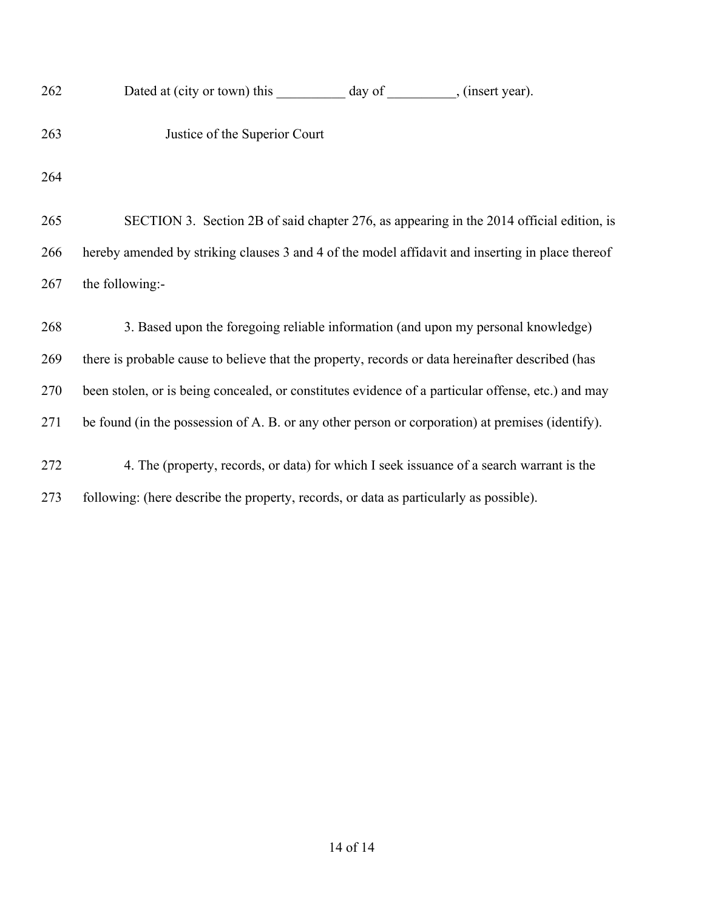Dated at (city or town) this __________ day of __________, (insert year).

Justice of the Superior Court

SECTION 3. Section 2B of said chapter 276, as appearing in the 2014 official edition, is hereby amended by striking clauses 3 and 4 of the model affidavit and inserting in place thereof the following:-

3. Based upon the foregoing reliable information (and upon my personal knowledge) there is probable cause to believe that the property, records or data hereinafter described (has been stolen, or is being concealed, or constitutes evidence of a particular offense, etc.) and may be found (in the possession of A. B. or any other person or corporation) at premises (identify).

4. The (property, records, or data) for which I seek issuance of a search warrant is the following: (here describe the property, records, or data as particularly as possible).